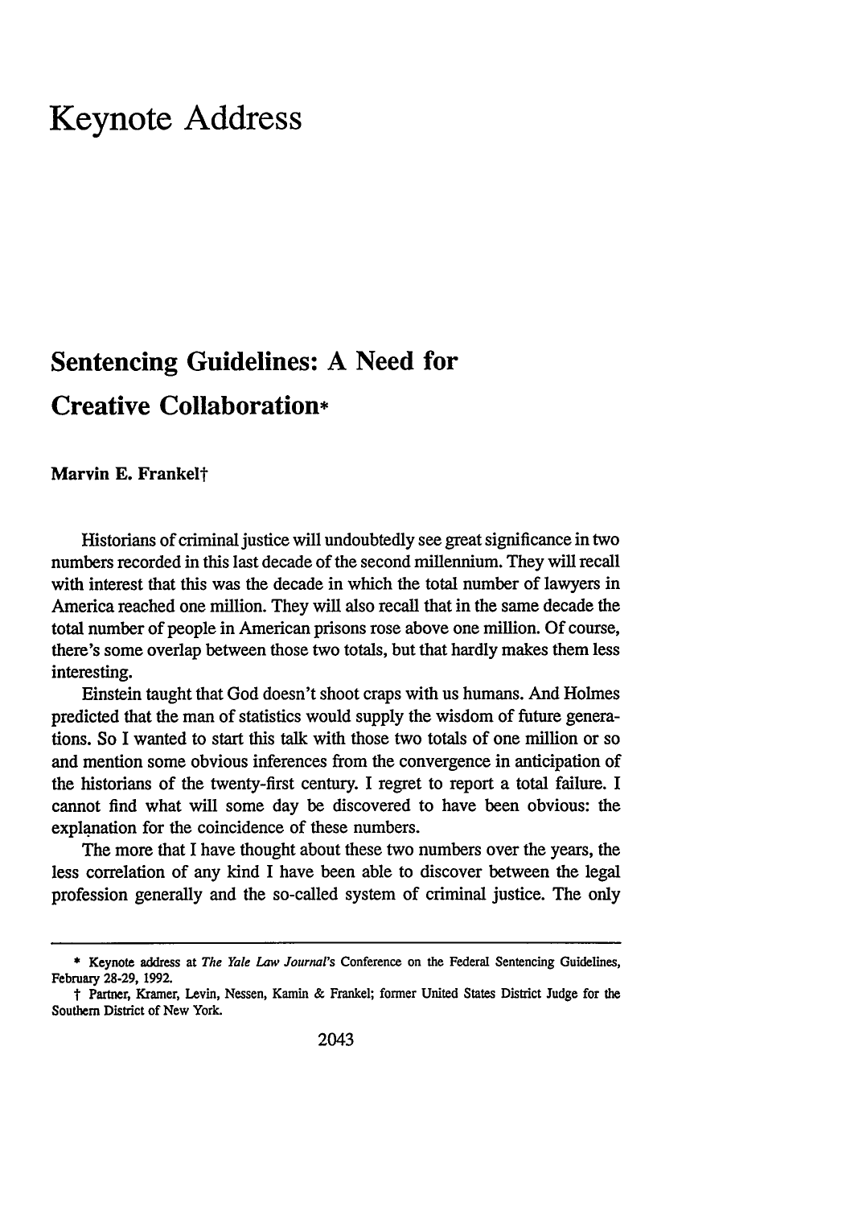# Keynote Address

## Sentencing Guidelines: A Need for Creative Collaboration*

**Marvin E. Frankel†**

Historians of criminal justice will undoubtedly see great significance in two numbers recorded in this last decade of the second millennium. They will recall with interest that this was the decade in which the total number of lawyers in America reached one million. They will also recall that in the same decade the total number of people in American prisons rose above one million. Of course, there's some overlap between those two totals, but that hardly makes them less interesting.

Einstein taught that God doesn't shoot craps with us humans. And Holmes predicted that the man of statistics would supply the wisdom of future generations. So I wanted to start this talk with those two totals of one million or so and mention some obvious inferences from the convergence in anticipation of the historians of the twenty-first century. I regret to report a total failure. I cannot find what will some day be discovered to have been obvious: the explanation for the coincidence of these numbers.

The more that I have thought about these two numbers over the years, the less correlation of any kind I have been able to discover between the legal profession generally and the so-called system of criminal justice. The only

---

\* Keynote address at *The Yale Law Journal's* Conference on the Federal Sentencing Guidelines, February 28-29, 1992.

† Partner, Kramer, Levin, Nessen, Kamin & Frankel; former United States District Judge for the Southern District of New York.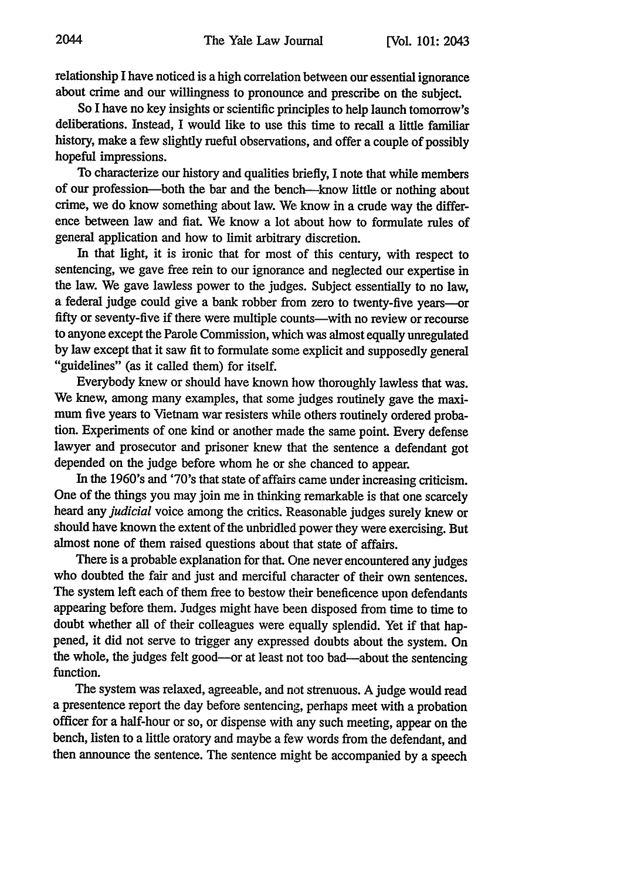relationship I have noticed is a high correlation between our essential ignorance about crime and our willingness to pronounce and prescribe on the subject.

So I have no key insights or scientific principles to help launch tomorrow's deliberations. Instead, I would like to use this time to recall a little familiar history, make a few slightly rueful observations, and offer a couple of possibly hopeful impressions.

To characterize our history and qualities briefly, I note that while members of our profession—both the bar and the bench—know little or nothing about crime, we do know something about law. We know in a crude way the difference between law and fiat. We know a lot about how to formulate rules of general application and how to limit arbitrary discretion.

In that light, it is ironic that for most of this century, with respect to sentencing, we gave free rein to our ignorance and neglected our expertise in the law. We gave lawless power to the judges. Subject essentially to no law, a federal judge could give a bank robber from zero to twenty-five years—or fifty or seventy-five if there were multiple counts—with no review or recourse to anyone except the Parole Commission, which was almost equally unregulated by law except that it saw fit to formulate some explicit and supposedly general "guidelines" (as it called them) for itself.

Everybody knew or should have known how thoroughly lawless that was. We knew, among many examples, that some judges routinely gave the maximum five years to Vietnam war resisters while others routinely ordered probation. Experiments of one kind or another made the same point. Every defense lawyer and prosecutor and prisoner knew that the sentence a defendant got depended on the judge before whom he or she chanced to appear.

In the 1960's and '70's that state of affairs came under increasing criticism. One of the things you may join me in thinking remarkable is that one scarcely heard any *judicial* voice among the critics. Reasonable judges surely knew or should have known the extent of the unbridled power they were exercising. But almost none of them raised questions about that state of affairs.

There is a probable explanation for that. One never encountered any judges who doubted the fair and just and merciful character of their own sentences. The system left each of them free to bestow their beneficence upon defendants appearing before them. Judges might have been disposed from time to time to doubt whether all of their colleagues were equally splendid. Yet if that happened, it did not serve to trigger any expressed doubts about the system. On the whole, the judges felt good—or at least not too bad—about the sentencing function.

The system was relaxed, agreeable, and not strenuous. A judge would read a presentence report the day before sentencing, perhaps meet with a probation officer for a half-hour or so, or dispense with any such meeting, appear on the bench, listen to a little oratory and maybe a few words from the defendant, and then announce the sentence. The sentence might be accompanied by a speech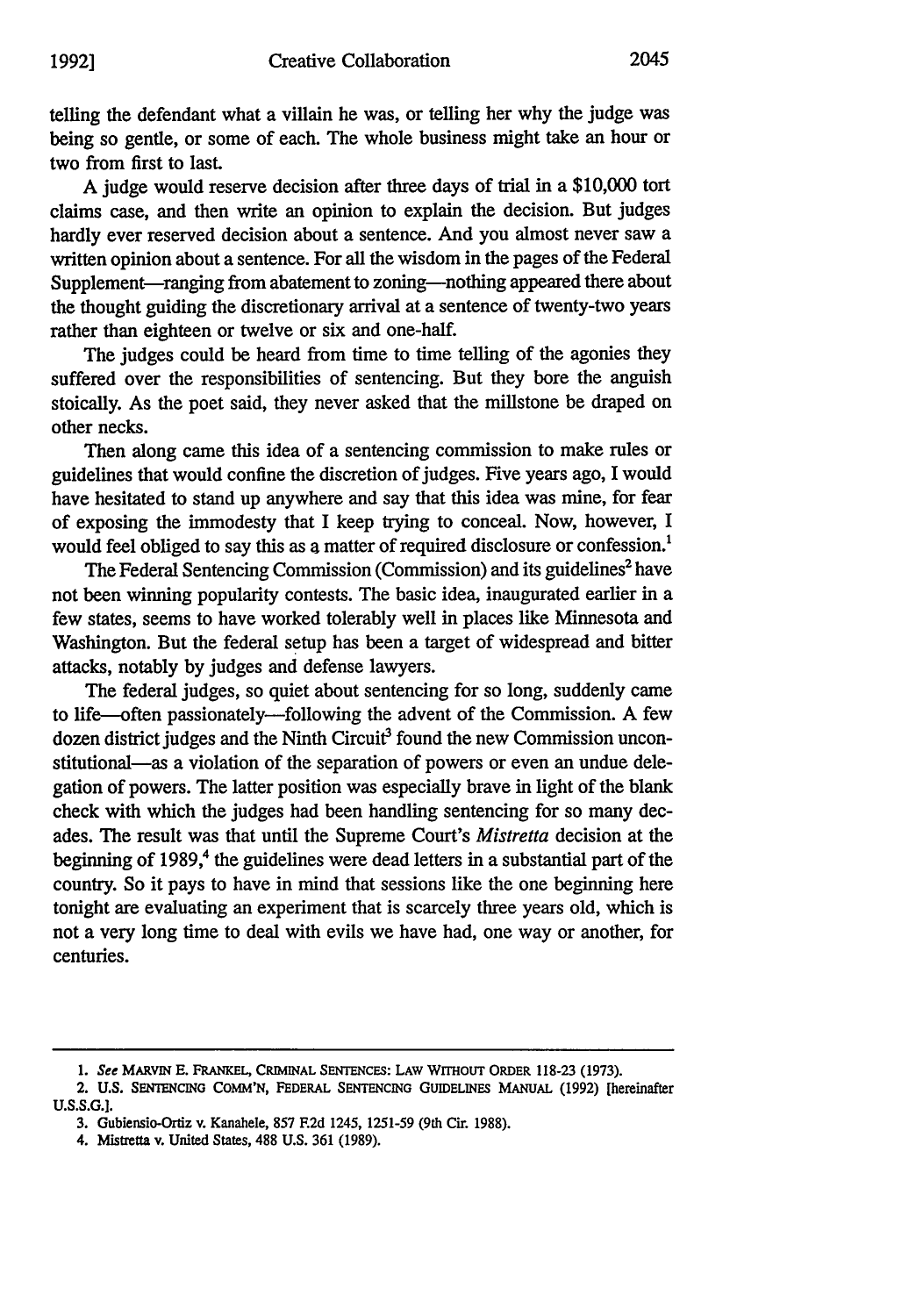telling the defendant what a villain he was, or telling her why the judge was being so gentle, or some of each. The whole business might take an hour or two from first to last.

A judge would reserve decision after three days of trial in a $10,000 tort claims case, and then write an opinion to explain the decision. But judges hardly ever reserved decision about a sentence. And you almost never saw a written opinion about a sentence. For all the wisdom in the pages of the Federal Supplement—ranging from abatement to zoning—nothing appeared there about the thought guiding the discretionary arrival at a sentence of twenty-two years rather than eighteen or twelve or six and one-half.

The judges could be heard from time to time telling of the agonies they suffered over the responsibilities of sentencing. But they bore the anguish stoically. As the poet said, they never asked that the millstone be draped on other necks.

Then along came this idea of a sentencing commission to make rules or guidelines that would confine the discretion of judges. Five years ago, I would have hesitated to stand up anywhere and say that this idea was mine, for fear of exposing the immodesty that I keep trying to conceal. Now, however, I would feel obliged to say this as a matter of required disclosure or confession.[1]

The Federal Sentencing Commission (Commission) and its guidelines[2] have not been winning popularity contests. The basic idea, inaugurated earlier in a few states, seems to have worked tolerably well in places like Minnesota and Washington. But the federal setup has been a target of widespread and bitter attacks, notably by judges and defense lawyers.

The federal judges, so quiet about sentencing for so long, suddenly came to life—often passionately—following the advent of the Commission. A few dozen district judges and the Ninth Circuit[3] found the new Commission unconstitutional—as a violation of the separation of powers or even an undue delegation of powers. The latter position was especially brave in light of the blank check with which the judges had been handling sentencing for so many decades. The result was that until the Supreme Court's *Mistretta* decision at the beginning of 1989,[4] the guidelines were dead letters in a substantial part of the country. So it pays to have in mind that sessions like the one beginning here tonight are evaluating an experiment that is scarcely three years old, which is not a very long time to deal with evils we have had, one way or another, for centuries.

---

1. *See* MARVIN E. FRANKEL, CRIMINAL SENTENCES: LAW WITHOUT ORDER 118-23 (1973).

2. U.S. SENTENCING COMM'N, FEDERAL SENTENCING GUIDELINES MANUAL (1992) [hereinafter U.S.S.G.].

3. Gubiensio-Ortiz v. Kanahele, 857 F.2d 1245, 1251-59 (9th Cir. 1988).

4. Mistretta v. United States, 488 U.S. 361 (1989).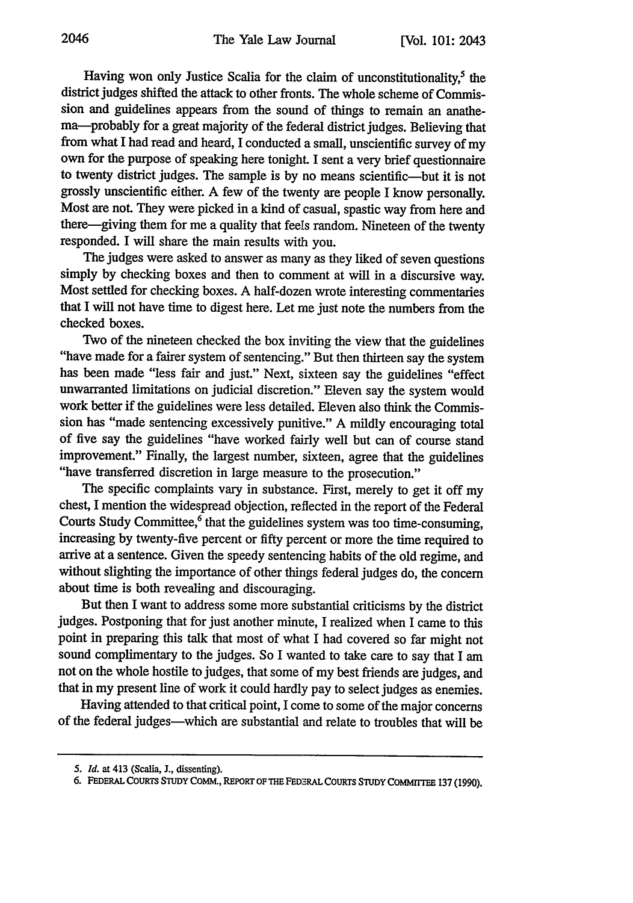Having won only Justice Scalia for the claim of unconstitutionality,[5] the district judges shifted the attack to other fronts. The whole scheme of Commission and guidelines appears from the sound of things to remain an anathema—probably for a great majority of the federal district judges. Believing that from what I had read and heard, I conducted a small, unscientific survey of my own for the purpose of speaking here tonight. I sent a very brief questionnaire to twenty district judges. The sample is by no means scientific—but it is not grossly unscientific either. A few of the twenty are people I know personally. Most are not. They were picked in a kind of casual, spastic way from here and there—giving them for me a quality that feels random. Nineteen of the twenty responded. I will share the main results with you.

The judges were asked to answer as many as they liked of seven questions simply by checking boxes and then to comment at will in a discursive way. Most settled for checking boxes. A half-dozen wrote interesting commentaries that I will not have time to digest here. Let me just note the numbers from the checked boxes.

Two of the nineteen checked the box inviting the view that the guidelines "have made for a fairer system of sentencing." But then thirteen say the system has been made "less fair and just." Next, sixteen say the guidelines "effect unwarranted limitations on judicial discretion." Eleven say the system would work better if the guidelines were less detailed. Eleven also think the Commission has "made sentencing excessively punitive." A mildly encouraging total of five say the guidelines "have worked fairly well but can of course stand improvement." Finally, the largest number, sixteen, agree that the guidelines "have transferred discretion in large measure to the prosecution."

The specific complaints vary in substance. First, merely to get it off my chest, I mention the widespread objection, reflected in the report of the Federal Courts Study Committee,[6] that the guidelines system was too time-consuming, increasing by twenty-five percent or fifty percent or more the time required to arrive at a sentence. Given the speedy sentencing habits of the old regime, and without slighting the importance of other things federal judges do, the concern about time is both revealing and discouraging.

But then I want to address some more substantial criticisms by the district judges. Postponing that for just another minute, I realized when I came to this point in preparing this talk that most of what I had covered so far might not sound complimentary to the judges. So I wanted to take care to say that I am not on the whole hostile to judges, that some of my best friends are judges, and that in my present line of work it could hardly pay to select judges as enemies.

Having attended to that critical point, I come to some of the major concerns of the federal judges—which are substantial and relate to troubles that will be

---

5. *Id.* at 413 (Scalia, J., dissenting).

6. FEDERAL COURTS STUDY COMM., REPORT OF THE FEDERAL COURTS STUDY COMMITTEE 137 (1990).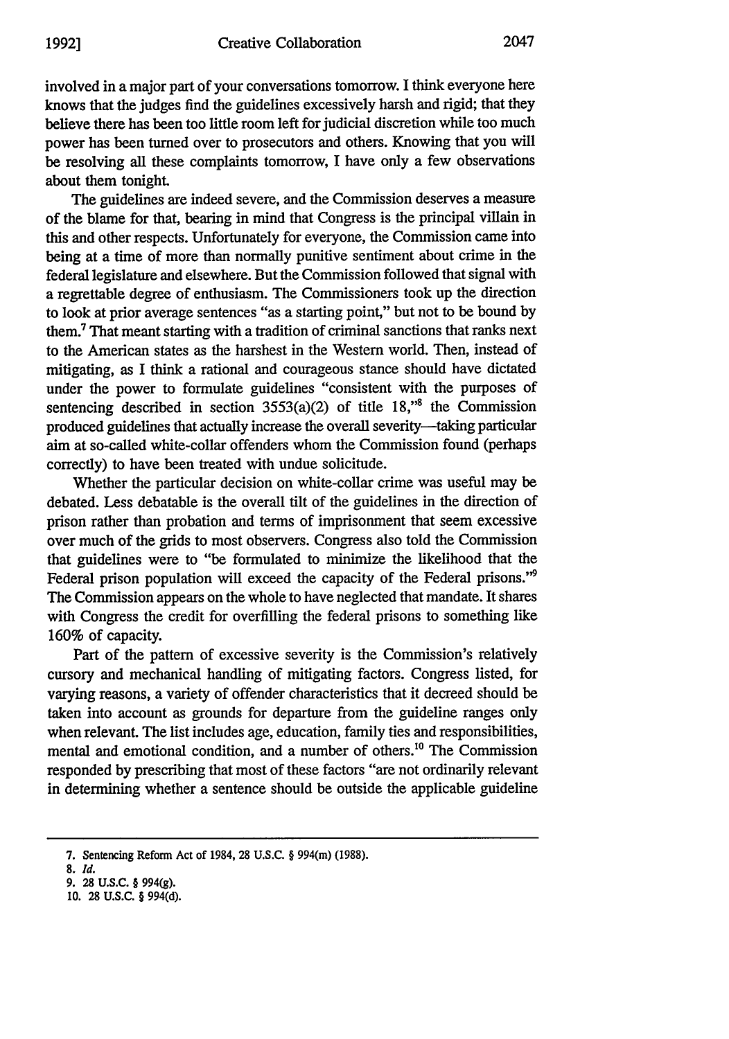involved in a major part of your conversations tomorrow. I think everyone here knows that the judges find the guidelines excessively harsh and rigid; that they believe there has been too little room left for judicial discretion while too much power has been turned over to prosecutors and others. Knowing that you will be resolving all these complaints tomorrow, I have only a few observations about them tonight.

The guidelines are indeed severe, and the Commission deserves a measure of the blame for that, bearing in mind that Congress is the principal villain in this and other respects. Unfortunately for everyone, the Commission came into being at a time of more than normally punitive sentiment about crime in the federal legislature and elsewhere. But the Commission followed that signal with a regrettable degree of enthusiasm. The Commissioners took up the direction to look at prior average sentences "as a starting point," but not to be bound by them.[7] That meant starting with a tradition of criminal sanctions that ranks next to the American states as the harshest in the Western world. Then, instead of mitigating, as I think a rational and courageous stance should have dictated under the power to formulate guidelines "consistent with the purposes of sentencing described in section 3553(a)(2) of title 18,"[8] the Commission produced guidelines that actually increase the overall severity—taking particular aim at so-called white-collar offenders whom the Commission found (perhaps correctly) to have been treated with undue solicitude.

Whether the particular decision on white-collar crime was useful may be debated. Less debatable is the overall tilt of the guidelines in the direction of prison rather than probation and terms of imprisonment that seem excessive over much of the grids to most observers. Congress also told the Commission that guidelines were to "be formulated to minimize the likelihood that the Federal prison population will exceed the capacity of the Federal prisons."[9] The Commission appears on the whole to have neglected that mandate. It shares with Congress the credit for overfilling the federal prisons to something like 160% of capacity.

Part of the pattern of excessive severity is the Commission's relatively cursory and mechanical handling of mitigating factors. Congress listed, for varying reasons, a variety of offender characteristics that it decreed should be taken into account as grounds for departure from the guideline ranges only when relevant. The list includes age, education, family ties and responsibilities, mental and emotional condition, and a number of others.[10] The Commission responded by prescribing that most of these factors "are not ordinarily relevant in determining whether a sentence should be outside the applicable guideline

---

7. Sentencing Reform Act of 1984, 28 U.S.C. § 994(m) (1988).

8. *Id.*

9. 28 U.S.C. § 994(g).

10. 28 U.S.C. § 994(d).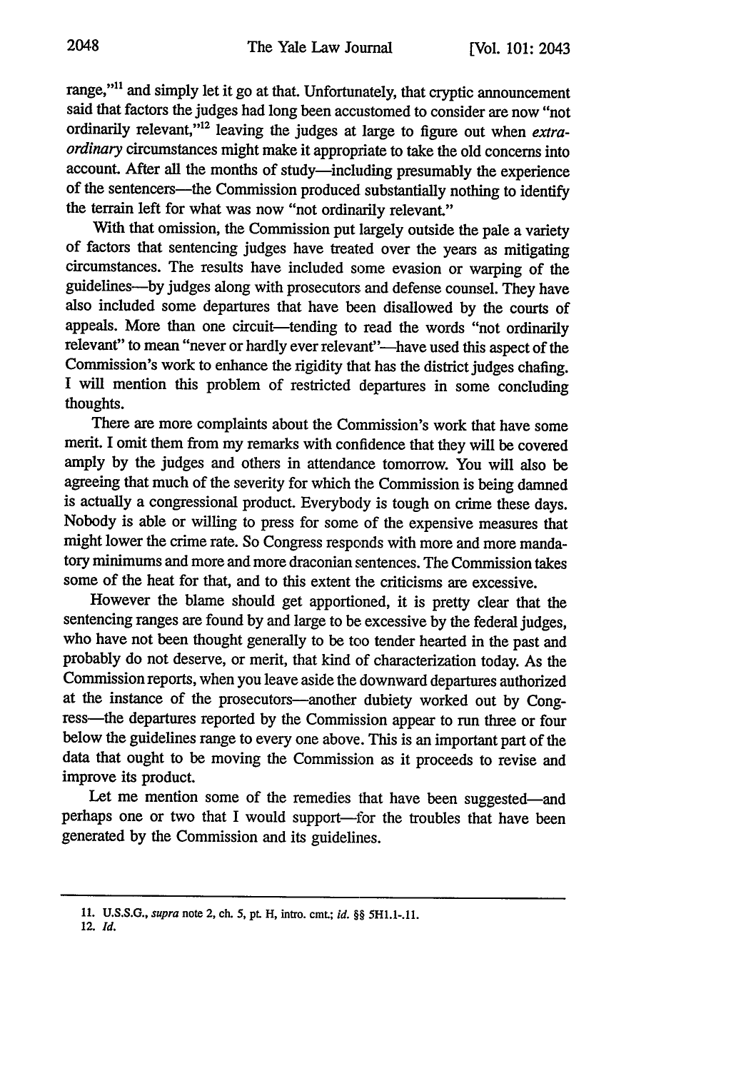range,"[11] and simply let it go at that. Unfortunately, that cryptic announcement said that factors the judges had long been accustomed to consider are now "not ordinarily relevant,"[12] leaving the judges at large to figure out when *extraordinary* circumstances might make it appropriate to take the old concerns into account. After all the months of study—including presumably the experience of the sentencers—the Commission produced substantially nothing to identify the terrain left for what was now "not ordinarily relevant."

With that omission, the Commission put largely outside the pale a variety of factors that sentencing judges have treated over the years as mitigating circumstances. The results have included some evasion or warping of the guidelines—by judges along with prosecutors and defense counsel. They have also included some departures that have been disallowed by the courts of appeals. More than one circuit—tending to read the words "not ordinarily relevant" to mean "never or hardly ever relevant"—have used this aspect of the Commission's work to enhance the rigidity that has the district judges chafing. I will mention this problem of restricted departures in some concluding thoughts.

There are more complaints about the Commission's work that have some merit. I omit them from my remarks with confidence that they will be covered amply by the judges and others in attendance tomorrow. You will also be agreeing that much of the severity for which the Commission is being damned is actually a congressional product. Everybody is tough on crime these days. Nobody is able or willing to press for some of the expensive measures that might lower the crime rate. So Congress responds with more and more mandatory minimums and more and more draconian sentences. The Commission takes some of the heat for that, and to this extent the criticisms are excessive.

However the blame should get apportioned, it is pretty clear that the sentencing ranges are found by and large to be excessive by the federal judges, who have not been thought generally to be too tender hearted in the past and probably do not deserve, or merit, that kind of characterization today. As the Commission reports, when you leave aside the downward departures authorized at the instance of the prosecutors—another dubiety worked out by Congress—the departures reported by the Commission appear to run three or four below the guidelines range to every one above. This is an important part of the data that ought to be moving the Commission as it proceeds to revise and improve its product.

Let me mention some of the remedies that have been suggested—and perhaps one or two that I would support—for the troubles that have been generated by the Commission and its guidelines.

---

11. U.S.S.G., *supra* note 2, ch. 5, pt. H, intro. cmt.; *id.* §§ 5H1.1-.11.

12. *Id.*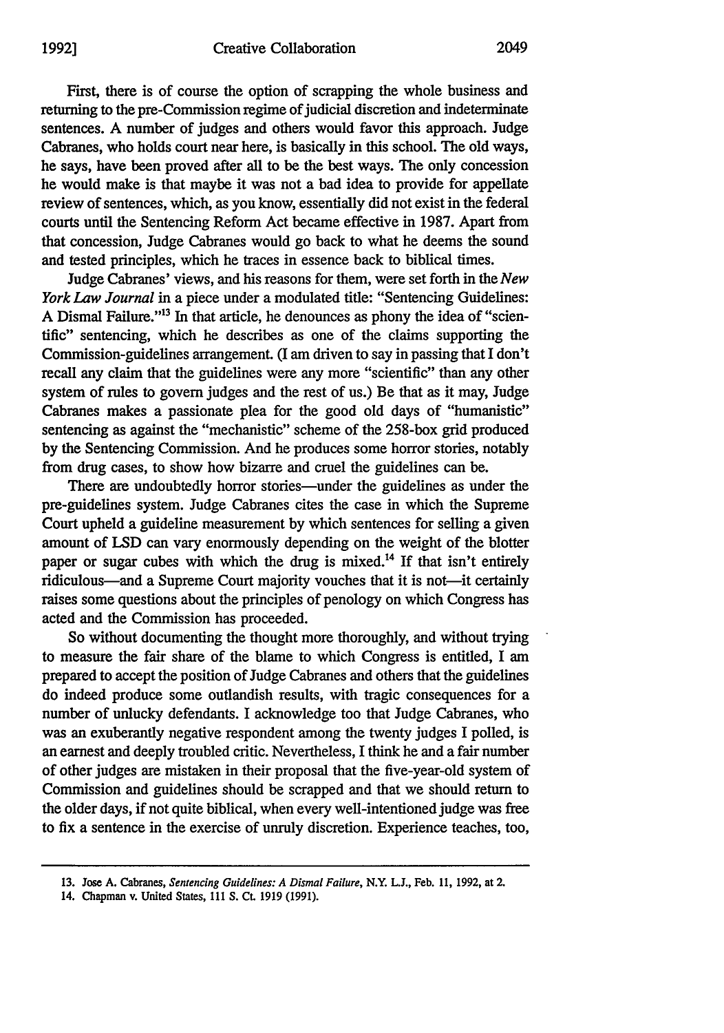First, there is of course the option of scrapping the whole business and returning to the pre-Commission regime of judicial discretion and indeterminate sentences. A number of judges and others would favor this approach. Judge Cabranes, who holds court near here, is basically in this school. The old ways, he says, have been proved after all to be the best ways. The only concession he would make is that maybe it was not a bad idea to provide for appellate review of sentences, which, as you know, essentially did not exist in the federal courts until the Sentencing Reform Act became effective in 1987. Apart from that concession, Judge Cabranes would go back to what he deems the sound and tested principles, which he traces in essence back to biblical times.

Judge Cabranes' views, and his reasons for them, were set forth in the *New York Law Journal* in a piece under a modulated title: "Sentencing Guidelines: A Dismal Failure."[13] In that article, he denounces as phony the idea of "scientific" sentencing, which he describes as one of the claims supporting the Commission-guidelines arrangement. (I am driven to say in passing that I don't recall any claim that the guidelines were any more "scientific" than any other system of rules to govern judges and the rest of us.) Be that as it may, Judge Cabranes makes a passionate plea for the good old days of "humanistic" sentencing as against the "mechanistic" scheme of the 258-box grid produced by the Sentencing Commission. And he produces some horror stories, notably from drug cases, to show how bizarre and cruel the guidelines can be.

There are undoubtedly horror stories—under the guidelines as under the pre-guidelines system. Judge Cabranes cites the case in which the Supreme Court upheld a guideline measurement by which sentences for selling a given amount of LSD can vary enormously depending on the weight of the blotter paper or sugar cubes with which the drug is mixed.[14] If that isn't entirely ridiculous—and a Supreme Court majority vouches that it is not—it certainly raises some questions about the principles of penology on which Congress has acted and the Commission has proceeded.

So without documenting the thought more thoroughly, and without trying to measure the fair share of the blame to which Congress is entitled, I am prepared to accept the position of Judge Cabranes and others that the guidelines do indeed produce some outlandish results, with tragic consequences for a number of unlucky defendants. I acknowledge too that Judge Cabranes, who was an exuberantly negative respondent among the twenty judges I polled, is an earnest and deeply troubled critic. Nevertheless, I think he and a fair number of other judges are mistaken in their proposal that the five-year-old system of Commission and guidelines should be scrapped and that we should return to the older days, if not quite biblical, when every well-intentioned judge was free to fix a sentence in the exercise of unruly discretion. Experience teaches, too,

---

13. Jose A. Cabranes, *Sentencing Guidelines: A Dismal Failure*, N.Y. L.J., Feb. 11, 1992, at 2.

14. Chapman v. United States, 111 S. Ct. 1919 (1991).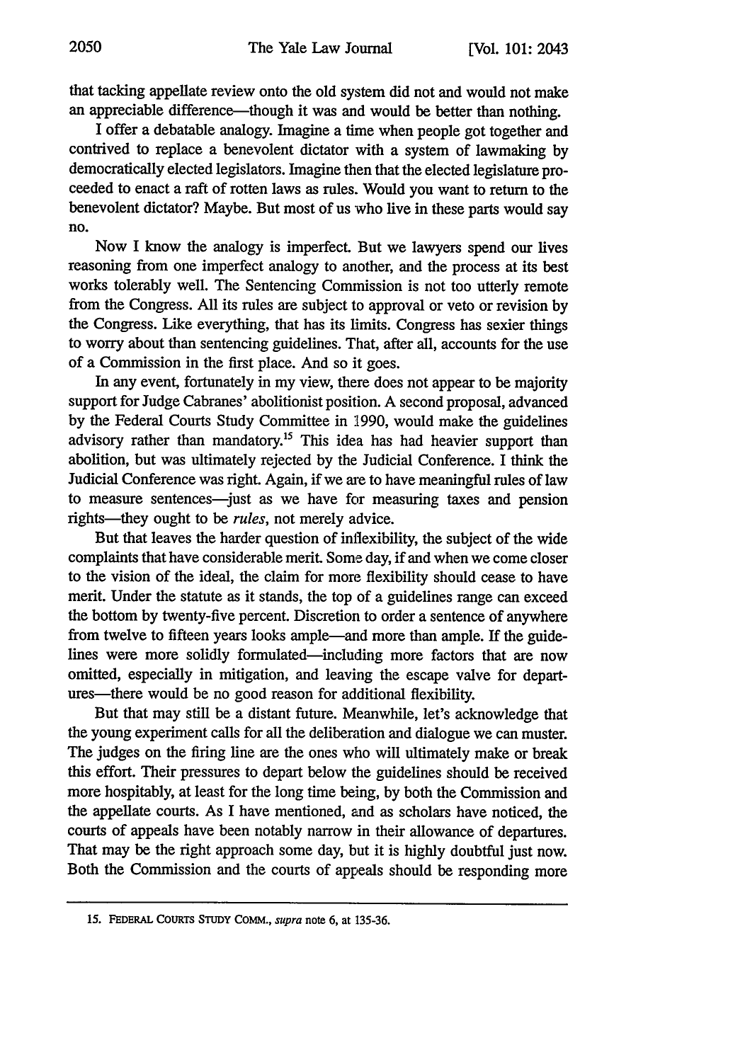that tacking appellate review onto the old system did not and would not make an appreciable difference—though it was and would be better than nothing.

I offer a debatable analogy. Imagine a time when people got together and contrived to replace a benevolent dictator with a system of lawmaking by democratically elected legislators. Imagine then that the elected legislature proceeded to enact a raft of rotten laws as rules. Would you want to return to the benevolent dictator? Maybe. But most of us who live in these parts would say no.

Now I know the analogy is imperfect. But we lawyers spend our lives reasoning from one imperfect analogy to another, and the process at its best works tolerably well. The Sentencing Commission is not too utterly remote from the Congress. All its rules are subject to approval or veto or revision by the Congress. Like everything, that has its limits. Congress has sexier things to worry about than sentencing guidelines. That, after all, accounts for the use of a Commission in the first place. And so it goes.

In any event, fortunately in my view, there does not appear to be majority support for Judge Cabranes' abolitionist position. A second proposal, advanced by the Federal Courts Study Committee in 1990, would make the guidelines advisory rather than mandatory.[15] This idea has had heavier support than abolition, but was ultimately rejected by the Judicial Conference. I think the Judicial Conference was right. Again, if we are to have meaningful rules of law to measure sentences—just as we have for measuring taxes and pension rights—they ought to be *rules*, not merely advice.

But that leaves the harder question of inflexibility, the subject of the wide complaints that have considerable merit. Some day, if and when we come closer to the vision of the ideal, the claim for more flexibility should cease to have merit. Under the statute as it stands, the top of a guidelines range can exceed the bottom by twenty-five percent. Discretion to order a sentence of anywhere from twelve to fifteen years looks ample—and more than ample. If the guidelines were more solidly formulated—including more factors that are now omitted, especially in mitigation, and leaving the escape valve for departures—there would be no good reason for additional flexibility.

But that may still be a distant future. Meanwhile, let's acknowledge that the young experiment calls for all the deliberation and dialogue we can muster. The judges on the firing line are the ones who will ultimately make or break this effort. Their pressures to depart below the guidelines should be received more hospitably, at least for the long time being, by both the Commission and the appellate courts. As I have mentioned, and as scholars have noticed, the courts of appeals have been notably narrow in their allowance of departures. That may be the right approach some day, but it is highly doubtful just now. Both the Commission and the courts of appeals should be responding more

---

15. FEDERAL COURTS STUDY COMM., *supra* note 6, at 135-36.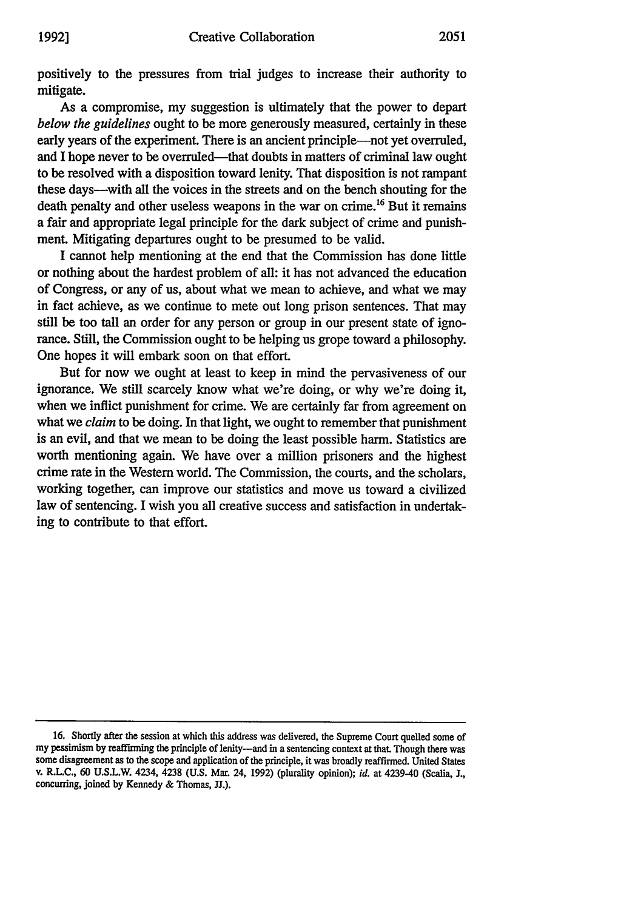positively to the pressures from trial judges to increase their authority to mitigate.

As a compromise, my suggestion is ultimately that the power to depart *below the guidelines* ought to be more generously measured, certainly in these early years of the experiment. There is an ancient principle—not yet overruled, and I hope never to be overruled—that doubts in matters of criminal law ought to be resolved with a disposition toward lenity. That disposition is not rampant these days—with all the voices in the streets and on the bench shouting for the death penalty and other useless weapons in the war on crime.[16] But it remains a fair and appropriate legal principle for the dark subject of crime and punishment. Mitigating departures ought to be presumed to be valid.

I cannot help mentioning at the end that the Commission has done little or nothing about the hardest problem of all: it has not advanced the education of Congress, or any of us, about what we mean to achieve, and what we may in fact achieve, as we continue to mete out long prison sentences. That may still be too tall an order for any person or group in our present state of ignorance. Still, the Commission ought to be helping us grope toward a philosophy. One hopes it will embark soon on that effort.

But for now we ought at least to keep in mind the pervasiveness of our ignorance. We still scarcely know what we're doing, or why we're doing it, when we inflict punishment for crime. We are certainly far from agreement on what we *claim* to be doing. In that light, we ought to remember that punishment is an evil, and that we mean to be doing the least possible harm. Statistics are worth mentioning again. We have over a million prisoners and the highest crime rate in the Western world. The Commission, the courts, and the scholars, working together, can improve our statistics and move us toward a civilized law of sentencing. I wish you all creative success and satisfaction in undertaking to contribute to that effort.

---

16. Shortly after the session at which this address was delivered, the Supreme Court quelled some of my pessimism by reaffirming the principle of lenity—and in a sentencing context at that. Though there was some disagreement as to the scope and application of the principle, it was broadly reaffirmed. United States v. R.L.C., 60 U.S.L.W. 4234, 4238 (U.S. Mar. 24, 1992) (plurality opinion); *id.* at 4239-40 (Scalia, J., concurring, joined by Kennedy & Thomas, JJ.).